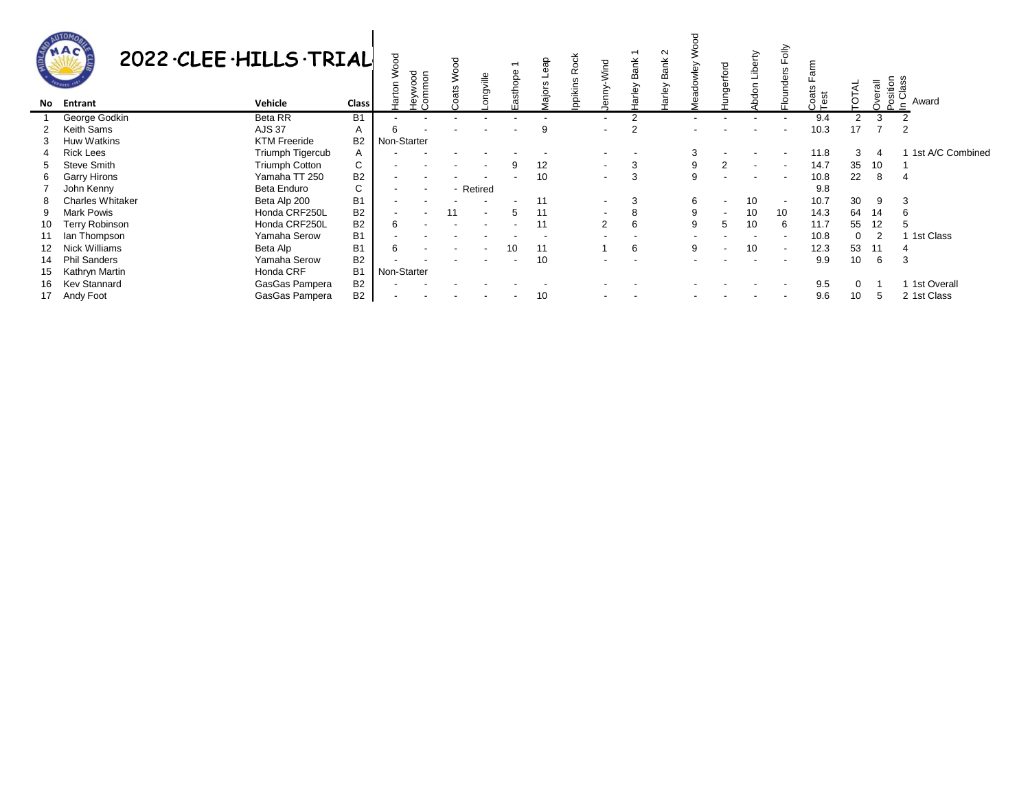# 2022 · CLEE · HILLS · TRIAL

| No | Entrant | Vehicle | Class | Harton Wood | Heywood Common | Coats Wood | Longville | Easthope 1 | Majors Leap | Ippikins Rock | Jenny-Wind | Harley Bank 1 | Harley Bank 2 | Meadowley Wood | Hungerford | Abdon Liberty | Flounders Folly | Coats Farm Test | TOTAL | Overall | Position In Class | Award |
|---|---|---|---|---|---|---|---|---|---|---|---|---|---|---|---|---|---|---|---|---|---|---|
| 1 | George Godkin | Beta RR | B1 | - | - | - | - | - | - | | - | 2 | | - | - | - | - | 9.4 | 2 | 3 | 2 | |
| 2 | Keith Sams | AJS 37 | A | 6 | - | - | - | - | 9 | | - | 2 | | - | - | - | - | 10.3 | 17 | 7 | 2 | |
| 3 | Huw Watkins | KTM Freeride | B2 | Non-Starter | | | | | | | | | | | | | | | | | | |
| 4 | Rick Lees | Triumph Tigercub | A | - | - | - | - | - | - | | - | - | | 3 | - | - | - | 11.8 | 3 | 4 | 1 | 1st A/C Combined |
| 5 | Steve Smith | Triumph Cotton | C | - | - | - | - | 9 | 12 | | - | 3 | | 9 | 2 | - | - | 14.7 | 35 | 10 | 1 | |
| 6 | Garry Hirons | Yamaha TT 250 | B2 | - | - | - | - | - | 10 | | - | 3 | | 9 | - | - | - | 10.8 | 22 | 8 | 4 | |
| 7 | John Kenny | Beta Enduro | C | - | - | - | Retired | | | | | | | | | | | 9.8 | | | | |
| 8 | Charles Whitaker | Beta Alp 200 | B1 | - | - | - | - | - | 11 | | - | 3 | | 6 | - | 10 | - | 10.7 | 30 | 9 | 3 | |
| 9 | Mark Powis | Honda CRF250L | B2 | - | - | 11 | - | 5 | 11 | | - | 8 | | 9 | - | 10 | 10 | 14.3 | 64 | 14 | 6 | |
| 10 | Terry Robinson | Honda CRF250L | B2 | 6 | - | - | - | - | 11 | | 2 | 6 | | 9 | 5 | 10 | 6 | 11.7 | 55 | 12 | 5 | |
| 11 | Ian Thompson | Yamaha Serow | B1 | - | - | - | - | - | - | | - | - | | - | - | - | - | 10.8 | 0 | 2 | 1 | 1st Class |
| 12 | Nick Williams | Beta Alp | B1 | 6 | - | - | - | 10 | 11 | | 1 | 6 | | 9 | - | 10 | - | 12.3 | 53 | 11 | 4 | |
| 14 | Phil Sanders | Yamaha Serow | B2 | - | - | - | - | - | 10 | | - | - | | - | - | - | - | 9.9 | 10 | 6 | 3 | |
| 15 | Kathryn Martin | Honda CRF | B1 | Non-Starter | | | | | | | | | | | | | | | | | | |
| 16 | Kev Stannard | GasGas Pampera | B2 | - | - | - | - | - | - | | - | - | | - | - | - | - | 9.5 | 0 | 1 | 1 | 1st Overall |
| 17 | Andy Foot | GasGas Pampera | B2 | - | - | - | - | - | 10 | | - | - | | - | - | - | - | 9.6 | 10 | 5 | 2 | 1st Class |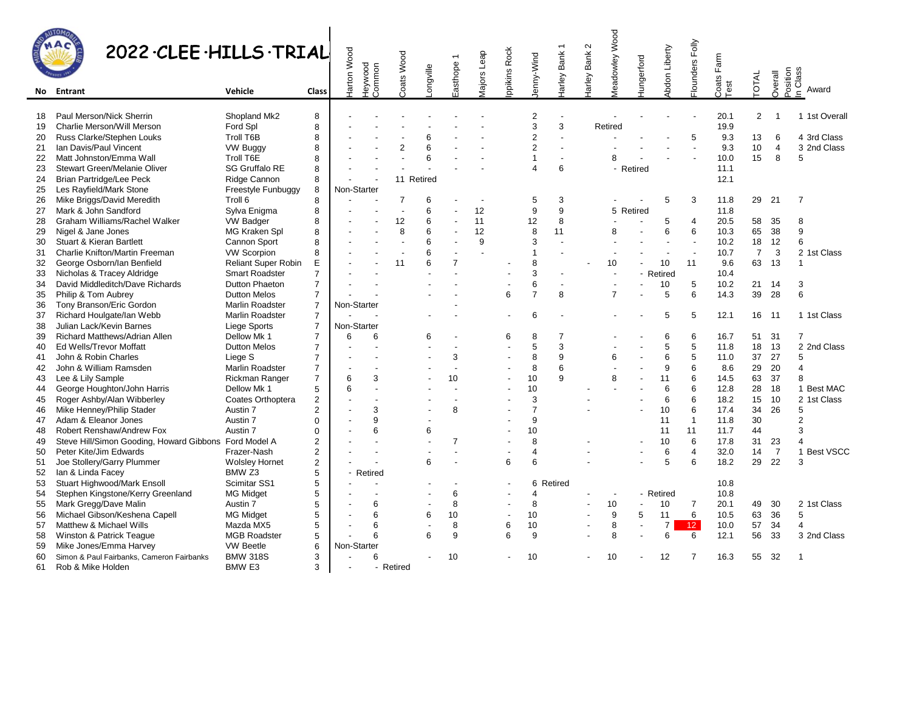# 2022 CLEE HILLS TRIAL

| No | Entrant | Vehicle | Class | Harton Wood | Heywood Common | Coats Wood | Longville | Easthope 1 | Majors Leap | Ippikins Rock | Jenny-Wind | Harley Bank 1 | Harley Bank 2 | Meadowley Wood | Hungerford | Abdon Liberty | Flounders Folly | Coats Farm Test | TOTAL | Overall | Position In Class | Award |
|---|---|---|---|---|---|---|---|---|---|---|---|---|---|---|---|---|---|---|---|---|---|---|
| 18 | Paul Merson/Nick Sherrin | Shopland Mk2 | 8 | - | - | - | - | - | - | | 2 | - | | - | - | - | - | 20.1 | 2 | 1 | 1 | 1st Overall |
| 19 | Charlie Merson/Will Merson | Ford Spl | 8 | - | - | - | - | - | - | | 3 | 3 | | Retired | | | | 19.9 | | | | |
| 20 | Russ Clarke/Stephen Louks | Troll T6B | 8 | - | - | - | 6 | - | - | | 2 | - | | - | - | - | 5 | 9.3 | 13 | 6 | 4 | 3rd Class |
| 21 | Ian Davis/Paul Vincent | VW Buggy | 8 | - | - | 2 | 6 | - | - | | 2 | - | | - | - | - | - | 9.3 | 10 | 4 | 3 | 2nd Class |
| 22 | Matt Johnston/Emma Wall | Troll T6E | 8 | - | - | - | 6 | - | - | | 1 | - | | 8 | - | - | - | 10.0 | 15 | 8 | 5 | |
| 23 | Stewart Green/Melanie Oliver | SG Gruffalo RE | 8 | - | - | - | - | - | - | | 4 | 6 | | - | Retired | | | 11.1 | | | | |
| 24 | Brian Partridge/Lee Peck | Ridge Cannon | 8 | - | - | 11 | Retired | | | | | | | | | | | 12.1 | | | | |
| 25 | Les Rayfield/Mark Stone | Freestyle Funbuggy | 8 | Non-Starter | | | | | | | | | | | | | | | | | | |
| 26 | Mike Briggs/David Meredith | Troll 6 | 8 | - | - | 7 | 6 | - | - | | 5 | 3 | | - | - | 5 | 3 | 11.8 | 29 | 21 | 7 | |
| 27 | Mark & John Sandford | Sylva Enigma | 8 | - | - | - | 6 | - | 12 | | 9 | 9 | | 5 | Retired | | | 11.8 | | | | |
| 28 | Graham Williams/Rachel Walker | VW Badger | 8 | - | - | 12 | 6 | - | 11 | | 12 | 8 | | - | - | 5 | 4 | 20.5 | 58 | 35 | 8 | |
| 29 | Nigel & Jane Jones | MG Kraken Spl | 8 | - | - | 8 | 6 | - | 12 | | 8 | 11 | | 8 | - | 6 | 6 | 10.3 | 65 | 38 | 9 | |
| 30 | Stuart & Kieran Bartlett | Cannon Sport | 8 | - | - | - | 6 | - | 9 | | 3 | - | | - | - | - | - | 10.2 | 18 | 12 | 6 | |
| 31 | Charlie Knifton/Martin Freeman | VW Scorpion | 8 | - | - | - | 6 | - | - | | 1 | - | | - | - | - | - | 10.7 | 7 | 3 | 2 | 1st Class |
| 32 | George Osborn/Ian Benfield | Reliant Super Robin | E | - | - | 11 | 6 | 7 | | - | 8 | | - | 10 | - | 10 | 11 | 9.6 | 63 | 13 | 1 | |
| 33 | Nicholas & Tracey Aldridge | Smart Roadster | 7 | - | - | | - | - | | - | 3 | - | | - | - | Retired | | 10.4 | | | | |
| 34 | David Middleditch/Dave Richards | Dutton Phaeton | 7 | - | - | | - | - | | - | 6 | - | | - | - | 10 | 5 | 10.2 | 21 | 14 | 3 | |
| 35 | Philip & Tom Aubrey | Dutton Melos | 7 | - | - | | - | - | | 6 | 7 | 8 | | 7 | - | 5 | 6 | 14.3 | 39 | 28 | 6 | |
| 36 | Tony Branson/Eric Gordon | Marlin Roadster | 7 | Non-Starter | | | | - | | | | | | | | | | | | | | |
| 37 | Richard Houlgate/Ian Webb | Marlin Roadster | 7 | - | - | | - | - | | - | 6 | - | | - | - | 5 | 5 | 12.1 | 16 | 11 | 1 | 1st Class |
| 38 | Julian Lack/Kevin Barnes | Liege Sports | 7 | Non-Starter | | | | | | | | | | | | | | | | | | |
| 39 | Richard Matthews/Adrian Allen | Dellow Mk 1 | 7 | 6 | 6 | | 6 | - | | 6 | 8 | 7 | | - | - | 6 | 6 | 16.7 | 51 | 31 | 7 | |
| 40 | Ed Wells/Trevor Moffatt | Dutton Melos | 7 | - | - | | - | - | | - | 5 | 3 | | - | - | 5 | 5 | 11.8 | 18 | 13 | 2 | 2nd Class |
| 41 | John & Robin Charles | Liege S | 7 | - | - | | - | 3 | | - | 8 | 9 | | 6 | - | 6 | 5 | 11.0 | 37 | 27 | 5 | |
| 42 | John & William Ramsden | Marlin Roadster | 7 | - | - | | - | - | | - | 8 | 6 | | - | - | 9 | 6 | 8.6 | 29 | 20 | 4 | |
| 43 | Lee & Lily Sample | Rickman Ranger | 7 | 6 | 3 | | - | 10 | | - | 10 | 9 | | 8 | - | 11 | 6 | 14.5 | 63 | 37 | 8 | |
| 44 | George Houghton/John Harris | Dellow Mk 1 | 5 | 6 | - | | - | - | | - | 10 | | - | - | - | 6 | 6 | 12.8 | 28 | 18 | 1 | Best MAC |
| 45 | Roger Ashby/Alan Wibberley | Coates Orthoptera | 2 | - | - | | - | - | | - | 3 | | - | | - | 6 | 6 | 18.2 | 15 | 10 | 2 | 1st Class |
| 46 | Mike Henney/Philip Stader | Austin 7 | 2 | - | 3 | | - | 8 | | - | 7 | | - | | - | 10 | 6 | 17.4 | 34 | 26 | 5 | |
| 47 | Adam & Eleanor Jones | Austin 7 | 0 | - | 9 | | - | | | - | 9 | | | | | 11 | 1 | 11.8 | 30 | | 2 | |
| 48 | Robert Renshaw/Andrew Fox | Austin 7 | 0 | - | 6 | | 6 | | | - | 10 | | | | | 11 | 11 | 11.7 | 44 | | 3 | |
| 49 | Steve Hill/Simon Gooding, Howard Gibbons | Ford Model A | 2 | - | - | | - | 7 | | - | 8 | | - | | - | 10 | 6 | 17.8 | 31 | 23 | 4 | |
| 50 | Peter Kite/Jim Edwards | Frazer-Nash | 2 | - | - | | - | - | | - | 4 | | - | | - | 6 | 4 | 32.0 | 14 | 7 | 1 | Best VSCC |
| 51 | Joe Stollery/Garry Plummer | Wolsley Hornet | 2 | - | - | | 6 | - | | 6 | 6 | | - | | - | 5 | 6 | 18.2 | 29 | 22 | 3 | |
| 52 | Ian & Linda Facey | BMW Z3 | 5 | - | Retired | | | | | | | | | | | | | | | | | |
| 53 | Stuart Highwood/Mark Ensoll | Scimitar SS1 | 5 | - | - | | - | - | | - | 6 | Retired | | | | | | 10.8 | | | | |
| 54 | Stephen Kingstone/Kerry Greenland | MG Midget | 5 | - | - | | - | 6 | | - | 4 | | - | - | - | Retired | | 10.8 | | | | |
| 55 | Mark Gregg/Dave Malin | Austin 7 | 5 | - | 6 | | - | 8 | | - | 8 | | - | 10 | - | 10 | 7 | 20.1 | 49 | 30 | 2 | 1st Class |
| 56 | Michael Gibson/Keshena Capell | MG Midget | 5 | - | 6 | | 6 | 10 | | - | 10 | | - | 9 | 5 | 11 | 6 | 10.5 | 63 | 36 | 5 | |
| 57 | Matthew & Michael Wills | Mazda MX5 | 5 | - | 6 | | - | 8 | | 6 | 10 | | - | 8 | - | 7 | 12 | 10.0 | 57 | 34 | 4 | |
| 58 | Winston & Patrick Teague | MGB Roadster | 5 | - | 6 | | 6 | 9 | | 6 | 9 | | - | 8 | - | 6 | 6 | 12.1 | 56 | 33 | 3 | 2nd Class |
| 59 | Mike Jones/Emma Harvey | VW Beetle | 6 | Non-Starter | | | | | | | | | | | | | | | | | | |
| 60 | Simon & Paul Fairbanks, Cameron Fairbanks | BMW 318S | 3 | - | 6 | | - | 10 | | - | 10 | | - | 10 | - | 12 | 7 | 16.3 | 55 | 32 | 1 | |
| 61 | Rob & Mike Holden | BMW E3 | 3 | - | - | Retired | | | | | | | | | | | | | | | | |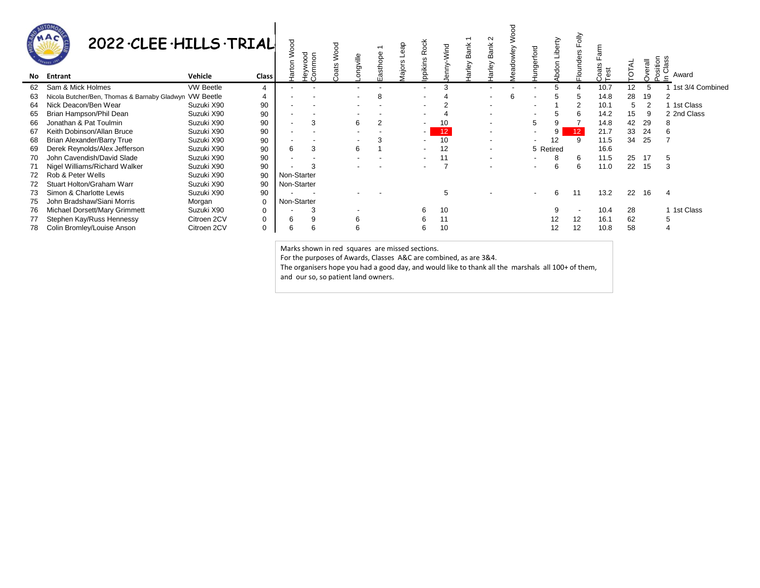# 2022 · CLEE · HILLS · TRIAL

| No | Entrant | Vehicle | Class | Harton Wood | Heywood Common | Coats Wood | Longville | Easthope 1 | Majors Leap | Ippikins Rock | Jenny-Wind | Harley Bank 1 | Harley Bank 2 | Meadowley Wood | Hungerford | Abdon Liberty | Flounders Folly | Coats Farm Test | TOTAL | Overall | Position In Class | Award |
|---|---|---|---|---|---|---|---|---|---|---|---|---|---|---|---|---|---|---|---|---|---|---|
| 62 | Sam & Mick Holmes | VW Beetle | 4 | - | - | | - | - | | - | 3 | | - | - | - | 5 | 4 | 10.7 | 12 | 5 | 1 | 1st 3/4 Combined |
| 63 | Nicola Butcher/Ben, Thomas & Barnaby Gladwyn | VW Beetle | 4 | - | - | | - | 8 | | - | 4 | | - | 6 | - | 5 | 5 | 14.8 | 28 | 19 | 2 | |
| 64 | Nick Deacon/Ben Wear | Suzuki X90 | 90 | - | - | | - | - | | - | 2 | | - | | - | 1 | 2 | 10.1 | 5 | 2 | 1 | 1st Class |
| 65 | Brian Hampson/Phil Dean | Suzuki X90 | 90 | - | - | | - | - | | - | 4 | | - | | - | 5 | 6 | 14.2 | 15 | 9 | 2 | 2nd Class |
| 66 | Jonathan & Pat Toulmin | Suzuki X90 | 90 | - | 3 | | 6 | 2 | | - | 10 | | - | | 5 | 9 | 7 | 14.8 | 42 | 29 | 8 | |
| 67 | Keith Dobinson/Allan Bruce | Suzuki X90 | 90 | - | - | | - | - | | - | 12 | | - | | - | 9 | 12 | 21.7 | 33 | 24 | 6 | |
| 68 | Brian Alexander/Barry True | Suzuki X90 | 90 | - | - | | - | 3 | | - | 10 | | - | | - | 12 | 9 | 11.5 | 34 | 25 | 7 | |
| 69 | Derek Reynolds/Alex Jefferson | Suzuki X90 | 90 | 6 | 3 | | 6 | 1 | | - | 12 | | - | | 5 | Retired | | 16.6 | | | | |
| 70 | John Cavendish/David Slade | Suzuki X90 | 90 | - | - | | - | - | | - | 11 | | - | | - | 8 | 6 | 11.5 | 25 | 17 | 5 | |
| 71 | Nigel Williams/Richard Walker | Suzuki X90 | 90 | - | 3 | | - | - | | - | 7 | | - | | - | 6 | 6 | 11.0 | 22 | 15 | 3 | |
| 72 | Rob & Peter Wells | Suzuki X90 | 90 | Non-Starter | | | | | | | | | | | | | | | | | | |
| 72 | Stuart Holton/Graham Warr | Suzuki X90 | 90 | Non-Starter | | | | | | | | | | | | | | | | | | |
| 73 | Simon & Charlotte Lewis | Suzuki X90 | 90 | - | - | | - | - | | | 5 | | - | | - | 6 | 11 | 13.2 | 22 | 16 | 4 | |
| 75 | John Bradshaw/Siani Morris | Morgan | 0 | Non-Starter | | | | | | | | | | | | | | | | | | |
| 76 | Michael Dorsett/Mary Grimmett | Suzuki X90 | 0 | - | 3 | | - | | | 6 | 10 | | | | | 9 | - | 10.4 | 28 | | 1 | 1st Class |
| 77 | Stephen Kay/Russ Hennessy | Citroen 2CV | 0 | 6 | 9 | | 6 | | | 6 | 11 | | | | | 12 | 12 | 16.1 | 62 | | 5 | |
| 78 | Colin Bromley/Louise Anson | Citroen 2CV | 0 | 6 | 6 | | 6 | | | 6 | 10 | | | | | 12 | 12 | 10.8 | 58 | | 4 | |

Marks shown in red squares are missed sections.
For the purposes of Awards, Classes A&C are combined, as are 3&4.
The organisers hope you had a good day, and would like to thank all the marshals all 100+ of them, and our so, so patient land owners.